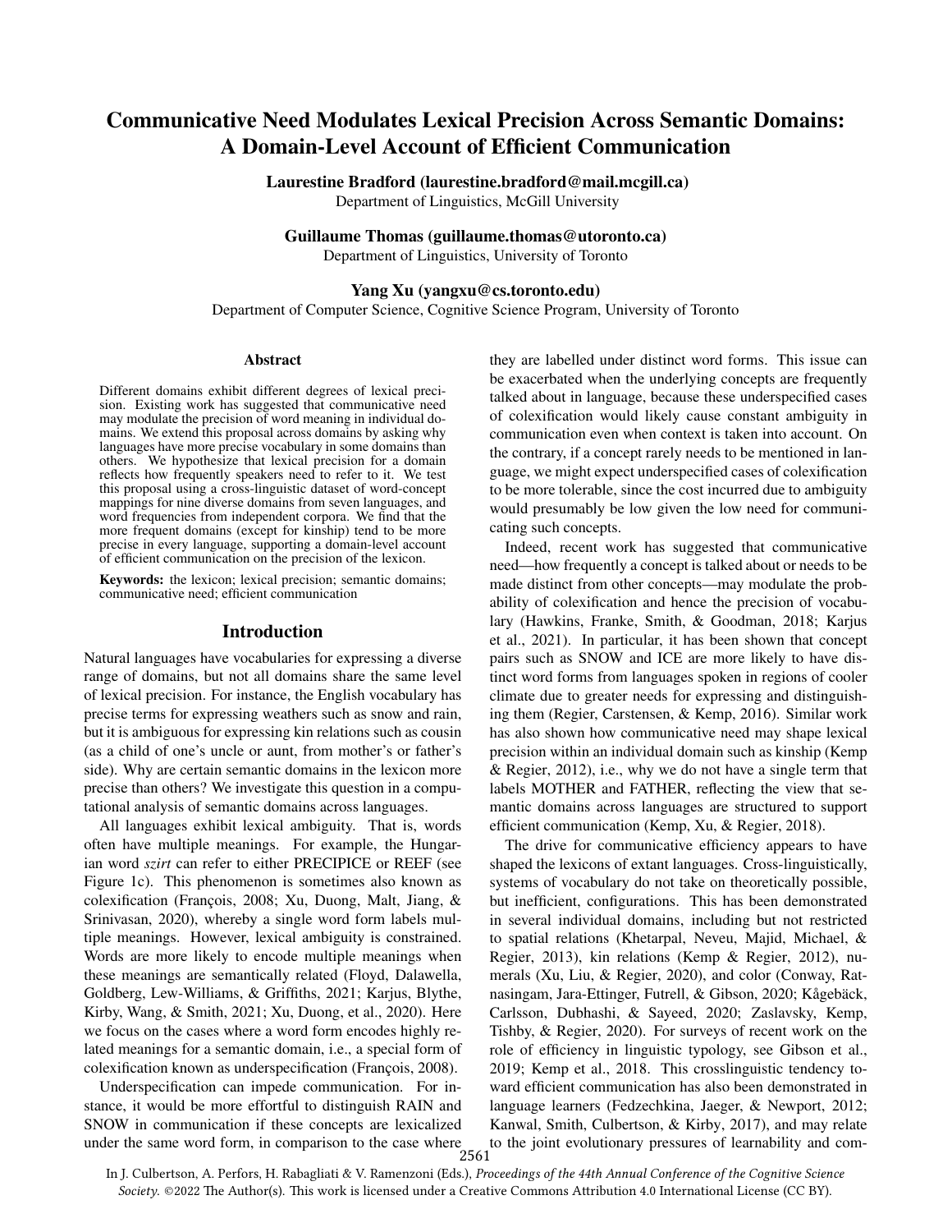# Communicative Need Modulates Lexical Precision Across Semantic Domains: A Domain-Level Account of Efficient Communication

**Laurestine Bradford (laurestine.bradford@mail.mcgill.ca)**
Department of Linguistics, McGill University

**Guillaume Thomas (guillaume.thomas@utoronto.ca)**
Department of Linguistics, University of Toronto

**Yang Xu (yangxu@cs.toronto.edu)**
Department of Computer Science, Cognitive Science Program, University of Toronto

## Abstract

Different domains exhibit different degrees of lexical precision. Existing work has suggested that communicative need may modulate the precision of word meaning in individual domains. We extend this proposal across domains by asking why languages have more precise vocabulary in some domains than others. We hypothesize that lexical precision for a domain reflects how frequently speakers need to refer to it. We test this proposal using a cross-linguistic dataset of word-concept mappings for nine diverse domains from seven languages, and word frequencies from independent corpora. We find that the more frequent domains (except for kinship) tend to be more precise in every language, supporting a domain-level account of efficient communication on the precision of the lexicon.

**Keywords:** the lexicon; lexical precision; semantic domains; communicative need; efficient communication

## Introduction

Natural languages have vocabularies for expressing a diverse range of domains, but not all domains share the same level of lexical precision. For instance, the English vocabulary has precise terms for expressing weathers such as snow and rain, but it is ambiguous for expressing kin relations such as cousin (as a child of one's uncle or aunt, from mother's or father's side). Why are certain semantic domains in the lexicon more precise than others? We investigate this question in a computational analysis of semantic domains across languages.

All languages exhibit lexical ambiguity. That is, words often have multiple meanings. For example, the Hungarian word *szirt* can refer to either PRECIPICE or REEF (see Figure 1c). This phenomenon is sometimes also known as colexification (François, 2008; Xu, Duong, Malt, Jiang, & Srinivasan, 2020), whereby a single word form labels multiple meanings. However, lexical ambiguity is constrained. Words are more likely to encode multiple meanings when these meanings are semantically related (Floyd, Dalawella, Goldberg, Lew-Williams, & Griffiths, 2021; Karjus, Blythe, Kirby, Wang, & Smith, 2021; Xu, Duong, et al., 2020). Here we focus on the cases where a word form encodes highly related meanings for a semantic domain, i.e., a special form of colexification known as underspecification (François, 2008).

Underspecification can impede communication. For instance, it would be more effortful to distinguish RAIN and SNOW in communication if these concepts are lexicalized under the same word form, in comparison to the case where they are labelled under distinct word forms. This issue can be exacerbated when the underlying concepts are frequently talked about in language, because these underspecified cases of colexification would likely cause constant ambiguity in communication even when context is taken into account. On the contrary, if a concept rarely needs to be mentioned in language, we might expect underspecified cases of colexification to be more tolerable, since the cost incurred due to ambiguity would presumably be low given the low need for communicating such concepts.

Indeed, recent work has suggested that communicative need—how frequently a concept is talked about or needs to be made distinct from other concepts—may modulate the probability of colexification and hence the precision of vocabulary (Hawkins, Franke, Smith, & Goodman, 2018; Karjus et al., 2021). In particular, it has been shown that concept pairs such as SNOW and ICE are more likely to have distinct word forms from languages spoken in regions of cooler climate due to greater needs for expressing and distinguishing them (Regier, Carstensen, & Kemp, 2016). Similar work has also shown how communicative need may shape lexical precision within an individual domain such as kinship (Kemp & Regier, 2012), i.e., why we do not have a single term that labels MOTHER and FATHER, reflecting the view that semantic domains across languages are structured to support efficient communication (Kemp, Xu, & Regier, 2018).

The drive for communicative efficiency appears to have shaped the lexicons of extant languages. Cross-linguistically, systems of vocabulary do not take on theoretically possible, but inefficient, configurations. This has been demonstrated in several individual domains, including but not restricted to spatial relations (Khetarpal, Neveu, Majid, Michael, & Regier, 2013), kin relations (Kemp & Regier, 2012), numerals (Xu, Liu, & Regier, 2020), and color (Conway, Ratnasingam, Jara-Ettinger, Futrell, & Gibson, 2020; Kågebäck, Carlsson, Dubhashi, & Sayeed, 2020; Zaslavsky, Kemp, Tishby, & Regier, 2020). For surveys of recent work on the role of efficiency in linguistic typology, see Gibson et al., 2019; Kemp et al., 2018. This crosslinguistic tendency toward efficient communication has also been demonstrated in language learners (Fedzechkina, Jaeger, & Newport, 2012; Kanwal, Smith, Culbertson, & Kirby, 2017), and may relate to the joint evolutionary pressures of learnability and com-

In J. Culbertson, A. Perfors, H. Rabagliati & V. Ramenzoni (Eds.), *Proceedings of the 44th Annual Conference of the Cognitive Science Society*. ©2022 The Author(s). This work is licensed under a Creative Commons Attribution 4.0 International License (CC BY).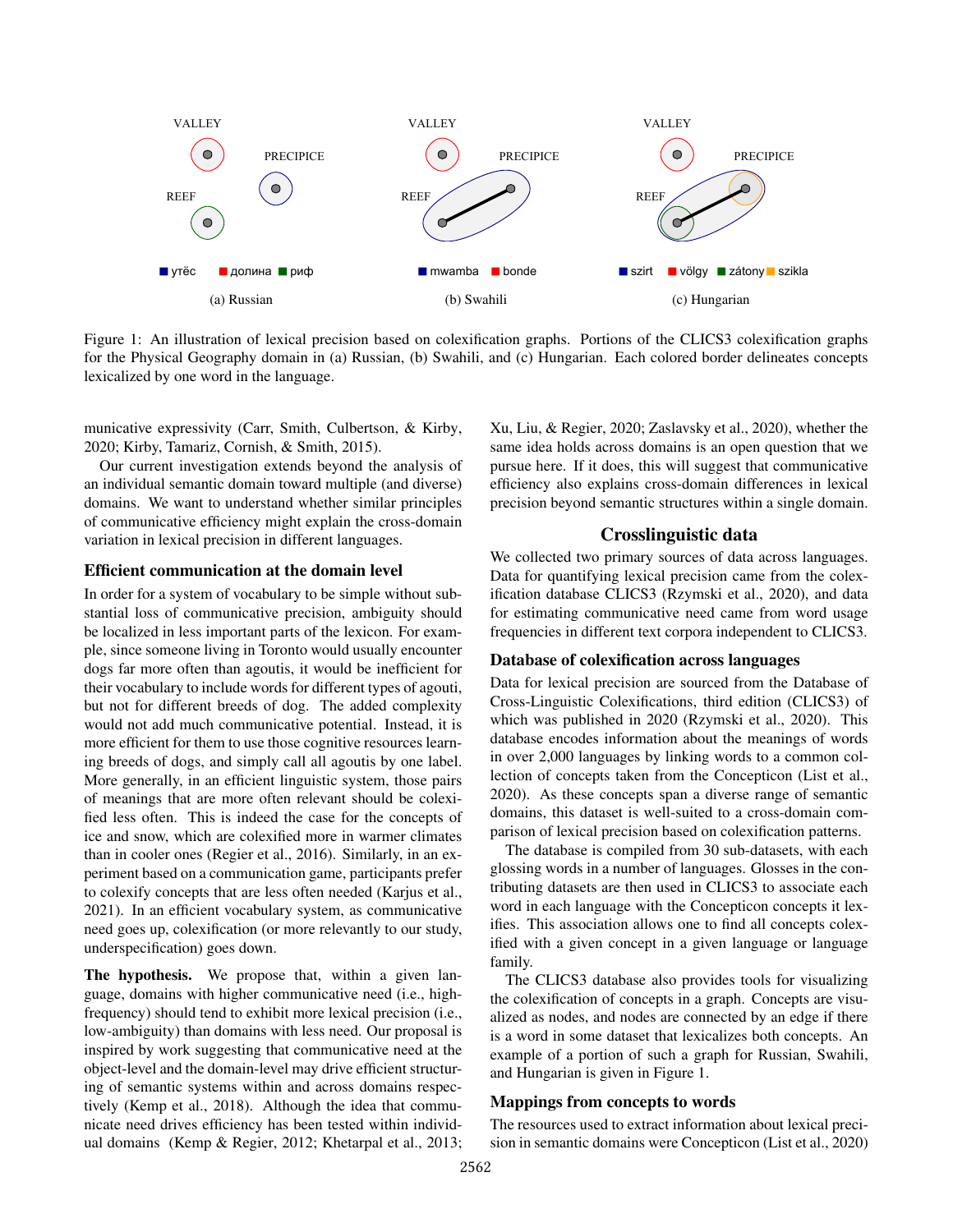Figure 1: An illustration of lexical precision based on colexification graphs. Portions of the CLICS3 colexification graphs for the Physical Geography domain in (a) Russian, (b) Swahili, and (c) Hungarian. Each colored border delineates concepts lexicalized by one word in the language.

municative expressivity (Carr, Smith, Culbertson, & Kirby, 2020; Kirby, Tamariz, Cornish, & Smith, 2015).

Our current investigation extends beyond the analysis of an individual semantic domain toward multiple (and diverse) domains. We want to understand whether similar principles of communicative efficiency might explain the cross-domain variation in lexical precision in different languages.

### Efficient communication at the domain level

In order for a system of vocabulary to be simple without substantial loss of communicative precision, ambiguity should be localized in less important parts of the lexicon. For example, since someone living in Toronto would usually encounter dogs far more often than agoutis, it would be inefficient for their vocabulary to include words for different types of agouti, but not for different breeds of dog. The added complexity would not add much communicative potential. Instead, it is more efficient for them to use those cognitive resources learning breeds of dogs, and simply call all agoutis by one label. More generally, in an efficient linguistic system, those pairs of meanings that are more often relevant should be colexified less often. This is indeed the case for the concepts of ice and snow, which are colexified more in warmer climates than in cooler ones (Regier et al., 2016). Similarly, in an experiment based on a communication game, participants prefer to colexify concepts that are less often needed (Karjus et al., 2021). In an efficient vocabulary system, as communicative need goes up, colexification (or more relevantly to our study, underspecification) goes down.

**The hypothesis.** We propose that, within a given language, domains with higher communicative need (i.e., high-frequency) should tend to exhibit more lexical precision (i.e., low-ambiguity) than domains with less need. Our proposal is inspired by work suggesting that communicative need at the object-level and the domain-level may drive efficient structuring of semantic systems within and across domains respectively (Kemp et al., 2018). Although the idea that communicate need drives efficiency has been tested within individual domains (Kemp & Regier, 2012; Khetarpal et al., 2013; Xu, Liu, & Regier, 2020; Zaslavsky et al., 2020), whether the same idea holds across domains is an open question that we pursue here. If it does, this will suggest that communicative efficiency also explains cross-domain differences in lexical precision beyond semantic structures within a single domain.

## Crosslinguistic data

We collected two primary sources of data across languages. Data for quantifying lexical precision came from the colexification database CLICS3 (Rzymski et al., 2020), and data for estimating communicative need came from word usage frequencies in different text corpora independent to CLICS3.

### Database of colexification across languages

Data for lexical precision are sourced from the Database of Cross-Linguistic Colexifications, third edition (CLICS3) of which was published in 2020 (Rzymski et al., 2020). This database encodes information about the meanings of words in over 2,000 languages by linking words to a common collection of concepts taken from the Concepticon (List et al., 2020). As these concepts span a diverse range of semantic domains, this dataset is well-suited to a cross-domain comparison of lexical precision based on colexification patterns.

The database is compiled from 30 sub-datasets, with each glossing words in a number of languages. Glosses in the contributing datasets are then used in CLICS3 to associate each word in each language with the Concepticon concepts it lexifies. This association allows one to find all concepts colexified with a given concept in a given language or language family.

The CLICS3 database also provides tools for visualizing the colexification of concepts in a graph. Concepts are visualized as nodes, and nodes are connected by an edge if there is a word in some dataset that lexicalizes both concepts. An example of a portion of such a graph for Russian, Swahili, and Hungarian is given in Figure 1.

### Mappings from concepts to words

The resources used to extract information about lexical precision in semantic domains were Concepticon (List et al., 2020)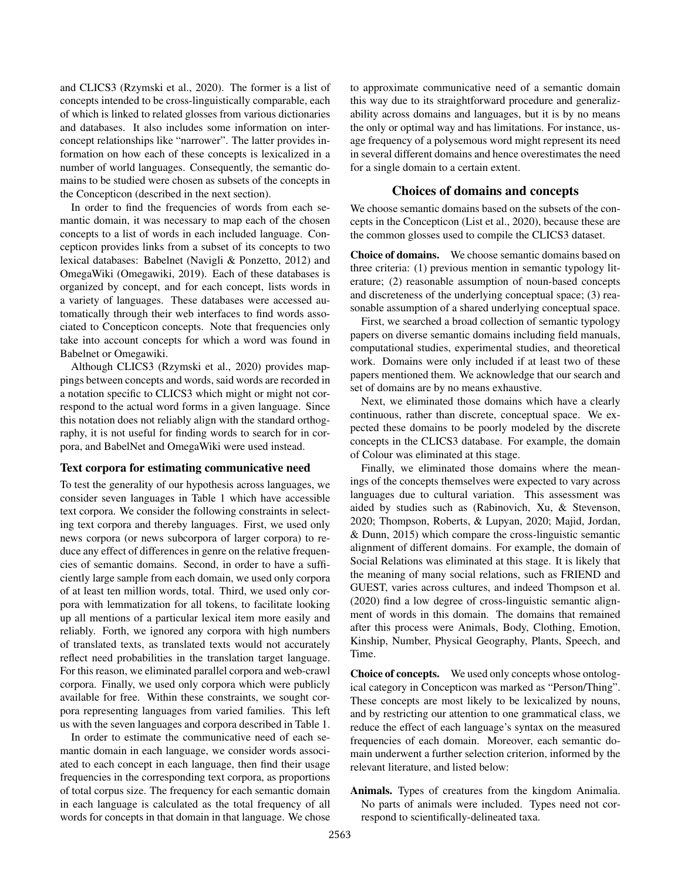and CLICS3 (Rzymski et al., 2020). The former is a list of concepts intended to be cross-linguistically comparable, each of which is linked to related glosses from various dictionaries and databases. It also includes some information on inter-concept relationships like "narrower". The latter provides information on how each of these concepts is lexicalized in a number of world languages. Consequently, the semantic domains to be studied were chosen as subsets of the concepts in the Concepticon (described in the next section).

In order to find the frequencies of words from each semantic domain, it was necessary to map each of the chosen concepts to a list of words in each included language. Concepticon provides links from a subset of its concepts to two lexical databases: Babelnet (Navigli & Ponzetto, 2012) and OmegaWiki (Omegawiki, 2019). Each of these databases is organized by concept, and for each concept, lists words in a variety of languages. These databases were accessed automatically through their web interfaces to find words associated to Concepticon concepts. Note that frequencies only take into account concepts for which a word was found in Babelnet or Omegawiki.

Although CLICS3 (Rzymski et al., 2020) provides mappings between concepts and words, said words are recorded in a notation specific to CLICS3 which might or might not correspond to the actual word forms in a given language. Since this notation does not reliably align with the standard orthography, it is not useful for finding words to search for in corpora, and BabelNet and OmegaWiki were used instead.

### Text corpora for estimating communicative need

To test the generality of our hypothesis across languages, we consider seven languages in Table 1 which have accessible text corpora. We consider the following constraints in selecting text corpora and thereby languages. First, we used only news corpora (or news subcorpora of larger corpora) to reduce any effect of differences in genre on the relative frequencies of semantic domains. Second, in order to have a sufficiently large sample from each domain, we used only corpora of at least ten million words, total. Third, we used only corpora with lemmatization for all tokens, to facilitate looking up all mentions of a particular lexical item more easily and reliably. Forth, we ignored any corpora with high numbers of translated texts, as translated texts would not accurately reflect need probabilities in the translation target language. For this reason, we eliminated parallel corpora and web-crawl corpora. Finally, we used only corpora which were publicly available for free. Within these constraints, we sought corpora representing languages from varied families. This left us with the seven languages and corpora described in Table 1.

In order to estimate the communicative need of each semantic domain in each language, we consider words associated to each concept in each language, then find their usage frequencies in the corresponding text corpora, as proportions of total corpus size. The frequency for each semantic domain in each language is calculated as the total frequency of all words for concepts in that domain in that language. We chose to approximate communicative need of a semantic domain this way due to its straightforward procedure and generalizability across domains and languages, but it is by no means the only or optimal way and has limitations. For instance, usage frequency of a polysemous word might represent its need in several different domains and hence overestimates the need for a single domain to a certain extent.

## Choices of domains and concepts

We choose semantic domains based on the subsets of the concepts in the Concepticon (List et al., 2020), because these are the common glosses used to compile the CLICS3 dataset.

**Choice of domains.** We choose semantic domains based on three criteria: (1) previous mention in semantic typology literature; (2) reasonable assumption of noun-based concepts and discreteness of the underlying conceptual space; (3) reasonable assumption of a shared underlying conceptual space.

First, we searched a broad collection of semantic typology papers on diverse semantic domains including field manuals, computational studies, experimental studies, and theoretical work. Domains were only included if at least two of these papers mentioned them. We acknowledge that our search and set of domains are by no means exhaustive.

Next, we eliminated those domains which have a clearly continuous, rather than discrete, conceptual space. We expected these domains to be poorly modeled by the discrete concepts in the CLICS3 database. For example, the domain of Colour was eliminated at this stage.

Finally, we eliminated those domains where the meanings of the concepts themselves were expected to vary across languages due to cultural variation. This assessment was aided by studies such as (Rabinovich, Xu, & Stevenson, 2020; Thompson, Roberts, & Lupyan, 2020; Majid, Jordan, & Dunn, 2015) which compare the cross-linguistic semantic alignment of different domains. For example, the domain of Social Relations was eliminated at this stage. It is likely that the meaning of many social relations, such as FRIEND and GUEST, varies across cultures, and indeed Thompson et al. (2020) find a low degree of cross-linguistic semantic alignment of words in this domain. The domains that remained after this process were Animals, Body, Clothing, Emotion, Kinship, Number, Physical Geography, Plants, Speech, and Time.

**Choice of concepts.** We used only concepts whose ontological category in Concepticon was marked as "Person/Thing". These concepts are most likely to be lexicalized by nouns, and by restricting our attention to one grammatical class, we reduce the effect of each language's syntax on the measured frequencies of each domain. Moreover, each semantic domain underwent a further selection criterion, informed by the relevant literature, and listed below:

**Animals.** Types of creatures from the kingdom Animalia. No parts of animals were included. Types need not correspond to scientifically-delineated taxa.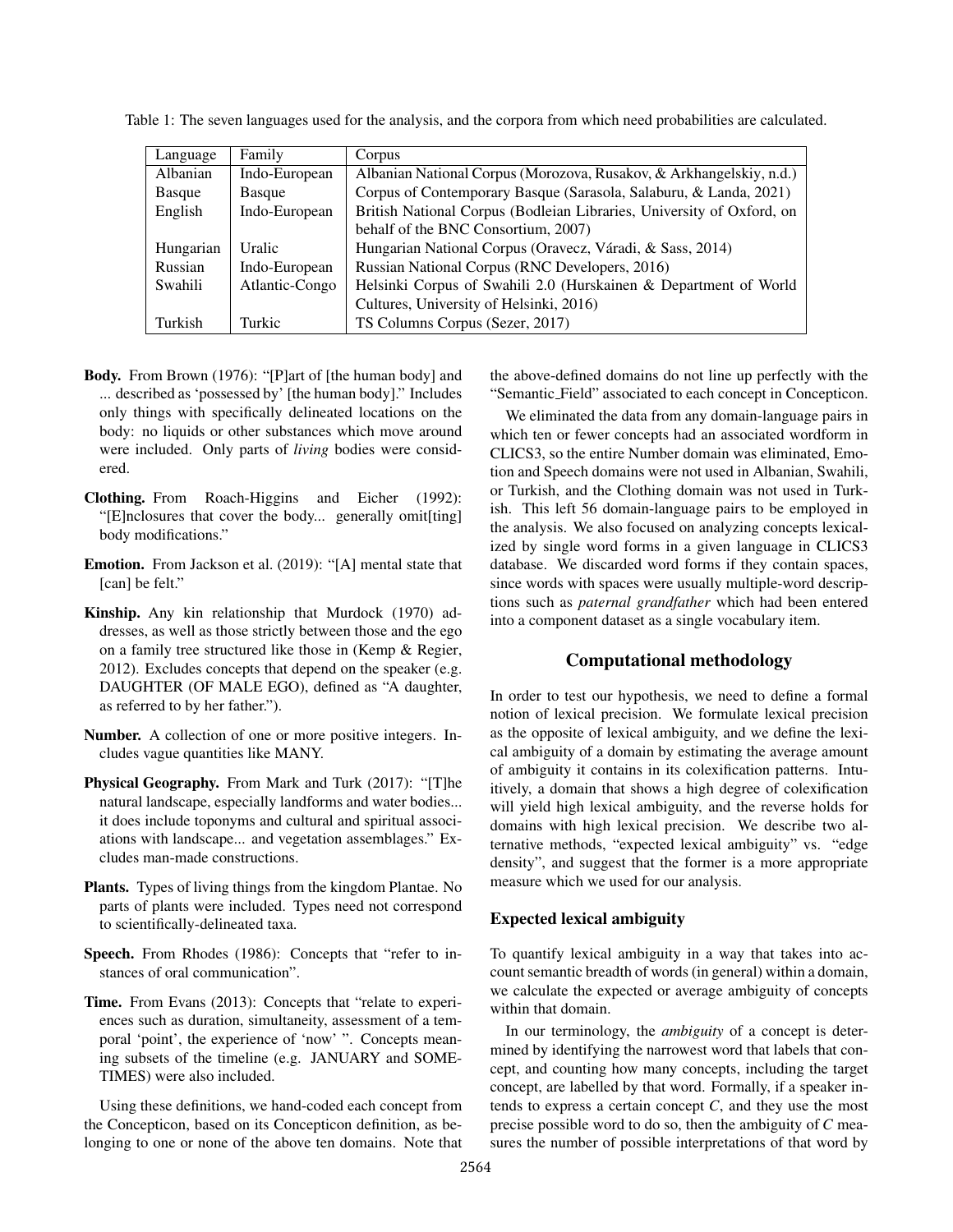Table 1: The seven languages used for the analysis, and the corpora from which need probabilities are calculated.

| Language | Family | Corpus |
|---|---|---|
| Albanian | Indo-European | Albanian National Corpus (Morozova, Rusakov, & Arkhangelskiy, n.d.) |
| Basque | Basque | Corpus of Contemporary Basque (Sarasola, Salaburu, & Landa, 2021) |
| English | Indo-European | British National Corpus (Bodleian Libraries, University of Oxford, on behalf of the BNC Consortium, 2007) |
| Hungarian | Uralic | Hungarian National Corpus (Oravecz, Váradi, & Sass, 2014) |
| Russian | Indo-European | Russian National Corpus (RNC Developers, 2016) |
| Swahili | Atlantic-Congo | Helsinki Corpus of Swahili 2.0 (Hurskainen & Department of World Cultures, University of Helsinki, 2016) |
| Turkish | Turkic | TS Columns Corpus (Sezer, 2017) |

**Body.** From Brown (1976): "[P]art of [the human body] and ... described as 'possessed by' [the human body]." Includes only things with specifically delineated locations on the body: no liquids or other substances which move around were included. Only parts of *living* bodies were considered.

**Clothing.** From Roach-Higgins and Eicher (1992): "[E]nclosures that cover the body... generally omit[ting] body modifications."

**Emotion.** From Jackson et al. (2019): "[A] mental state that [can] be felt."

**Kinship.** Any kin relationship that Murdock (1970) addresses, as well as those strictly between those and the ego on a family tree structured like those in (Kemp & Regier, 2012). Excludes concepts that depend on the speaker (e.g. DAUGHTER (OF MALE EGO), defined as "A daughter, as referred to by her father.").

**Number.** A collection of one or more positive integers. Includes vague quantities like MANY.

**Physical Geography.** From Mark and Turk (2017): "[T]he natural landscape, especially landforms and water bodies... it does include toponyms and cultural and spiritual associations with landscape... and vegetation assemblages." Excludes man-made constructions.

**Plants.** Types of living things from the kingdom Plantae. No parts of plants were included. Types need not correspond to scientifically-delineated taxa.

**Speech.** From Rhodes (1986): Concepts that "refer to instances of oral communication".

**Time.** From Evans (2013): Concepts that "relate to experiences such as duration, simultaneity, assessment of a temporal 'point', the experience of 'now' ". Concepts meaning subsets of the timeline (e.g. JANUARY and SOMETIMES) were also included.

Using these definitions, we hand-coded each concept from the Concepticon, based on its Concepticon definition, as belonging to one or none of the above ten domains. Note that the above-defined domains do not line up perfectly with the "Semantic_Field" associated to each concept in Concepticon.

We eliminated the data from any domain-language pairs in which ten or fewer concepts had an associated wordform in CLICS3, so the entire Number domain was eliminated, Emotion and Speech domains were not used in Albanian, Swahili, or Turkish, and the Clothing domain was not used in Turkish. This left 56 domain-language pairs to be employed in the analysis. We also focused on analyzing concepts lexicalized by single word forms in a given language in CLICS3 database. We discarded word forms if they contain spaces, since words with spaces were usually multiple-word descriptions such as *paternal grandfather* which had been entered into a component dataset as a single vocabulary item.

## Computational methodology

In order to test our hypothesis, we need to define a formal notion of lexical precision. We formulate lexical precision as the opposite of lexical ambiguity, and we define the lexical ambiguity of a domain by estimating the average amount of ambiguity it contains in its colexification patterns. Intuitively, a domain that shows a high degree of colexification will yield high lexical ambiguity, and the reverse holds for domains with high lexical precision. We describe two alternative methods, "expected lexical ambiguity" vs. "edge density", and suggest that the former is a more appropriate measure which we used for our analysis.

### Expected lexical ambiguity

To quantify lexical ambiguity in a way that takes into account semantic breadth of words (in general) within a domain, we calculate the expected or average ambiguity of concepts within that domain.

In our terminology, the *ambiguity* of a concept is determined by identifying the narrowest word that labels that concept, and counting how many concepts, including the target concept, are labelled by that word. Formally, if a speaker intends to express a certain concept $C$, and they use the most precise possible word to do so, then the ambiguity of $C$ measures the number of possible interpretations of that word by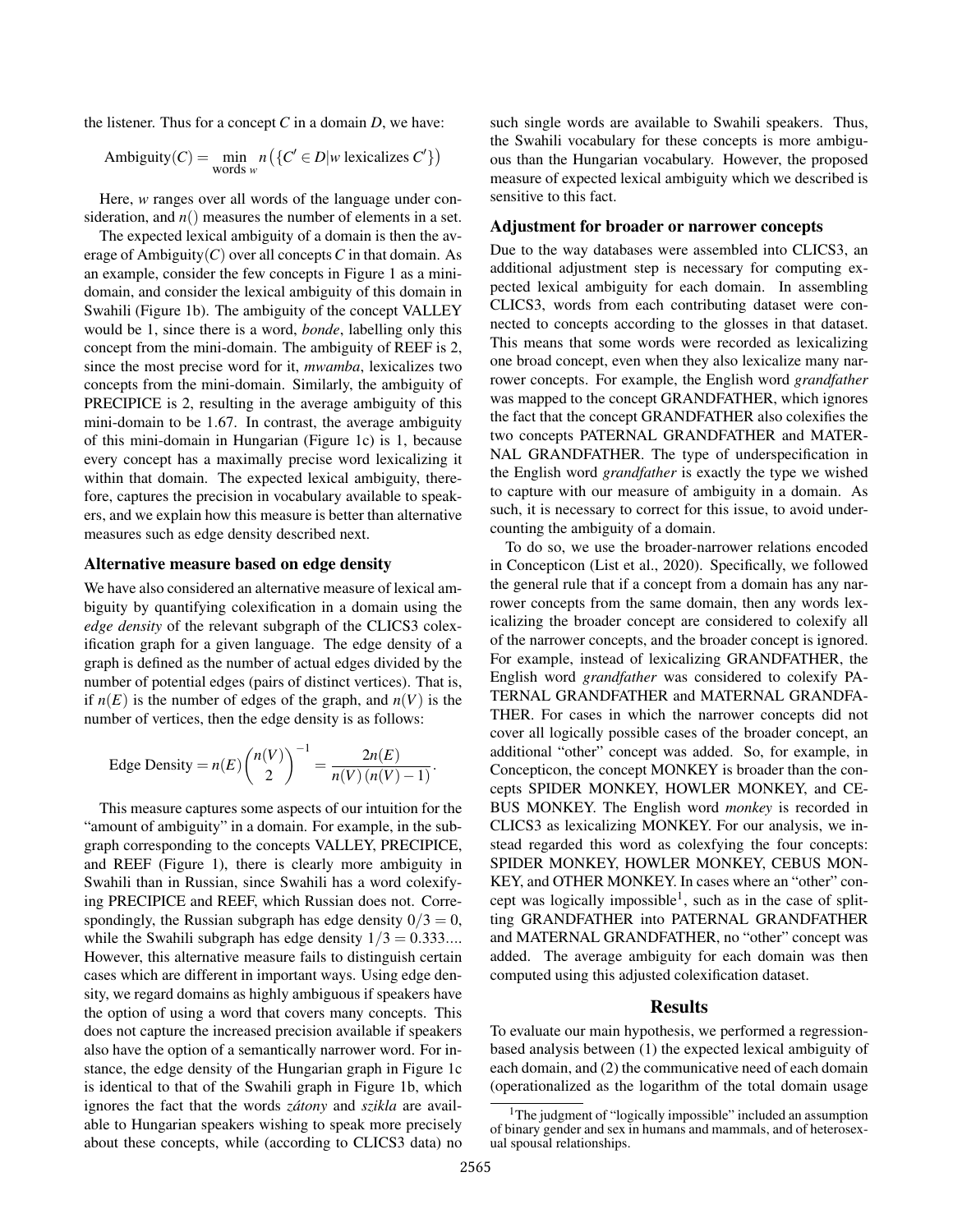the listener. Thus for a concept $C$ in a domain $D$, we have:

$$\text{Ambiguity}(C) = \min_{\text{words } w} n\left(\{C' \in D | w \text{ lexicalizes } C'\}\right)$$

Here, $w$ ranges over all words of the language under consideration, and $n()$ measures the number of elements in a set.

The expected lexical ambiguity of a domain is then the average of Ambiguity($C$) over all concepts $C$ in that domain. As an example, consider the few concepts in Figure 1 as a mini-domain, and consider the lexical ambiguity of this domain in Swahili (Figure 1b). The ambiguity of the concept VALLEY would be 1, since there is a word, *bonde*, labelling only this concept from the mini-domain. The ambiguity of REEF is 2, since the most precise word for it, *mwamba*, lexicalizes two concepts from the mini-domain. Similarly, the ambiguity of PRECIPICE is 2, resulting in the average ambiguity of this mini-domain to be 1.67. In contrast, the average ambiguity of this mini-domain in Hungarian (Figure 1c) is 1, because every concept has a maximally precise word lexicalizing it within that domain. The expected lexical ambiguity, therefore, captures the precision in vocabulary available to speakers, and we explain how this measure is better than alternative measures such as edge density described next.

### Alternative measure based on edge density

We have also considered an alternative measure of lexical ambiguity by quantifying colexification in a domain using the *edge density* of the relevant subgraph of the CLICS3 colexification graph for a given language. The edge density of a graph is defined as the number of actual edges divided by the number of potential edges (pairs of distinct vertices). That is, if $n(E)$ is the number of edges of the graph, and $n(V)$ is the number of vertices, then the edge density is as follows:

$$\text{Edge Density} = n(E)\binom{n(V)}{2}^{-1} = \frac{2n(E)}{n(V)\,(n(V)-1)}.$$

This measure captures some aspects of our intuition for the "amount of ambiguity" in a domain. For example, in the subgraph corresponding to the concepts VALLEY, PRECIPICE, and REEF (Figure 1), there is clearly more ambiguity in Swahili than in Russian, since Swahili has a word colexifying PRECIPICE and REEF, which Russian does not. Correspondingly, the Russian subgraph has edge density $0/3 = 0$, while the Swahili subgraph has edge density $1/3 = 0.333...$. However, this alternative measure fails to distinguish certain cases which are different in important ways. Using edge density, we regard domains as highly ambiguous if speakers have the option of using a word that covers many concepts. This does not capture the increased precision available if speakers also have the option of a semantically narrower word. For instance, the edge density of the Hungarian graph in Figure 1c is identical to that of the Swahili graph in Figure 1b, which ignores the fact that the words *zátony* and *szikla* are available to Hungarian speakers wishing to speak more precisely about these concepts, while (according to CLICS3 data) no such single words are available to Swahili speakers. Thus, the Swahili vocabulary for these concepts is more ambiguous than the Hungarian vocabulary. However, the proposed measure of expected lexical ambiguity which we described is sensitive to this fact.

### Adjustment for broader or narrower concepts

Due to the way databases were assembled into CLICS3, an additional adjustment step is necessary for computing expected lexical ambiguity for each domain. In assembling CLICS3, words from each contributing dataset were connected to concepts according to the glosses in that dataset. This means that some words were recorded as lexicalizing one broad concept, even when they also lexicalize many narrower concepts. For example, the English word *grandfather* was mapped to the concept GRANDFATHER, which ignores the fact that the concept GRANDFATHER also colexifies the two concepts PATERNAL GRANDFATHER and MATERNAL GRANDFATHER. The type of underspecification in the English word *grandfather* is exactly the type we wished to capture with our measure of ambiguity in a domain. As such, it is necessary to correct for this issue, to avoid undercounting the ambiguity of a domain.

To do so, we use the broader-narrower relations encoded in Concepticon (List et al., 2020). Specifically, we followed the general rule that if a concept from a domain has any narrower concepts from the same domain, then any words lexicalizing the broader concept are considered to colexify all of the narrower concepts, and the broader concept is ignored. For example, instead of lexicalizing GRANDFATHER, the English word *grandfather* was considered to colexify PATERNAL GRANDFATHER and MATERNAL GRANDFATHER. For cases in which the narrower concepts did not cover all logically possible cases of the broader concept, an additional "other" concept was added. So, for example, in Concepticon, the concept MONKEY is broader than the concepts SPIDER MONKEY, HOWLER MONKEY, and CEBUS MONKEY. The English word *monkey* is recorded in CLICS3 as lexicalizing MONKEY. For our analysis, we instead regarded this word as colexfying the four concepts: SPIDER MONKEY, HOWLER MONKEY, CEBUS MONKEY, and OTHER MONKEY. In cases where an "other" concept was logically impossible[1], such as in the case of splitting GRANDFATHER into PATERNAL GRANDFATHER and MATERNAL GRANDFATHER, no "other" concept was added. The average ambiguity for each domain was then computed using this adjusted colexification dataset.

## Results

To evaluate our main hypothesis, we performed a regression-based analysis between (1) the expected lexical ambiguity of each domain, and (2) the communicative need of each domain (operationalized as the logarithm of the total domain usage

[1] The judgment of "logically impossible" included an assumption of binary gender and sex in humans and mammals, and of heterosexual spousal relationships.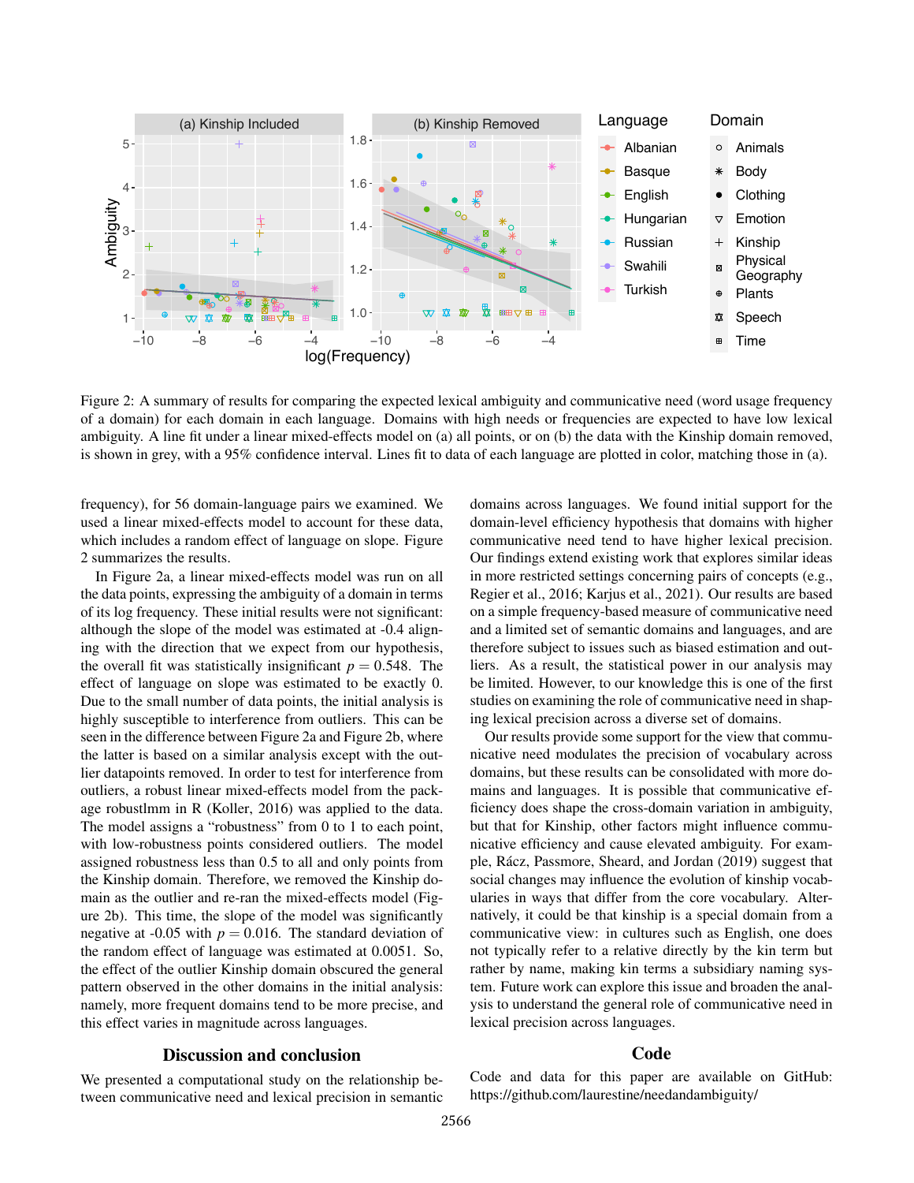Figure 2: A summary of results for comparing the expected lexical ambiguity and communicative need (word usage frequency of a domain) for each domain in each language. Domains with high needs or frequencies are expected to have low lexical ambiguity. A line fit under a linear mixed-effects model on (a) all points, or on (b) the data with the Kinship domain removed, is shown in grey, with a 95% confidence interval. Lines fit to data of each language are plotted in color, matching those in (a).

frequency), for 56 domain-language pairs we examined. We used a linear mixed-effects model to account for these data, which includes a random effect of language on slope. Figure 2 summarizes the results.

In Figure 2a, a linear mixed-effects model was run on all the data points, expressing the ambiguity of a domain in terms of its log frequency. These initial results were not significant: although the slope of the model was estimated at -0.4 aligning with the direction that we expect from our hypothesis, the overall fit was statistically insignificant $p = 0.548$. The effect of language on slope was estimated to be exactly 0. Due to the small number of data points, the initial analysis is highly susceptible to interference from outliers. This can be seen in the difference between Figure 2a and Figure 2b, where the latter is based on a similar analysis except with the outlier datapoints removed. In order to test for interference from outliers, a robust linear mixed-effects model from the package robustlmm in R (Koller, 2016) was applied to the data. The model assigns a "robustness" from 0 to 1 to each point, with low-robustness points considered outliers. The model assigned robustness less than 0.5 to all and only points from the Kinship domain. Therefore, we removed the Kinship domain as the outlier and re-ran the mixed-effects model (Figure 2b). This time, the slope of the model was significantly negative at -0.05 with $p = 0.016$. The standard deviation of the random effect of language was estimated at 0.0051. So, the effect of the outlier Kinship domain obscured the general pattern observed in the other domains in the initial analysis: namely, more frequent domains tend to be more precise, and this effect varies in magnitude across languages.

## Discussion and conclusion

We presented a computational study on the relationship between communicative need and lexical precision in semantic domains across languages. We found initial support for the domain-level efficiency hypothesis that domains with higher communicative need tend to have higher lexical precision. Our findings extend existing work that explores similar ideas in more restricted settings concerning pairs of concepts (e.g., Regier et al., 2016; Karjus et al., 2021). Our results are based on a simple frequency-based measure of communicative need and a limited set of semantic domains and languages, and are therefore subject to issues such as biased estimation and outliers. As a result, the statistical power in our analysis may be limited. However, to our knowledge this is one of the first studies on examining the role of communicative need in shaping lexical precision across a diverse set of domains.

Our results provide some support for the view that communicative need modulates the precision of vocabulary across domains, but these results can be consolidated with more domains and languages. It is possible that communicative efficiency does shape the cross-domain variation in ambiguity, but that for Kinship, other factors might influence communicative efficiency and cause elevated ambiguity. For example, Rácz, Passmore, Sheard, and Jordan (2019) suggest that social changes may influence the evolution of kinship vocabularies in ways that differ from the core vocabulary. Alternatively, it could be that kinship is a special domain from a communicative view: in cultures such as English, one does not typically refer to a relative directly by the kin term but rather by name, making kin terms a subsidiary naming system. Future work can explore this issue and broaden the analysis to understand the general role of communicative need in lexical precision across languages.

## Code

Code and data for this paper are available on GitHub: https://github.com/laurestine/needandambiguity/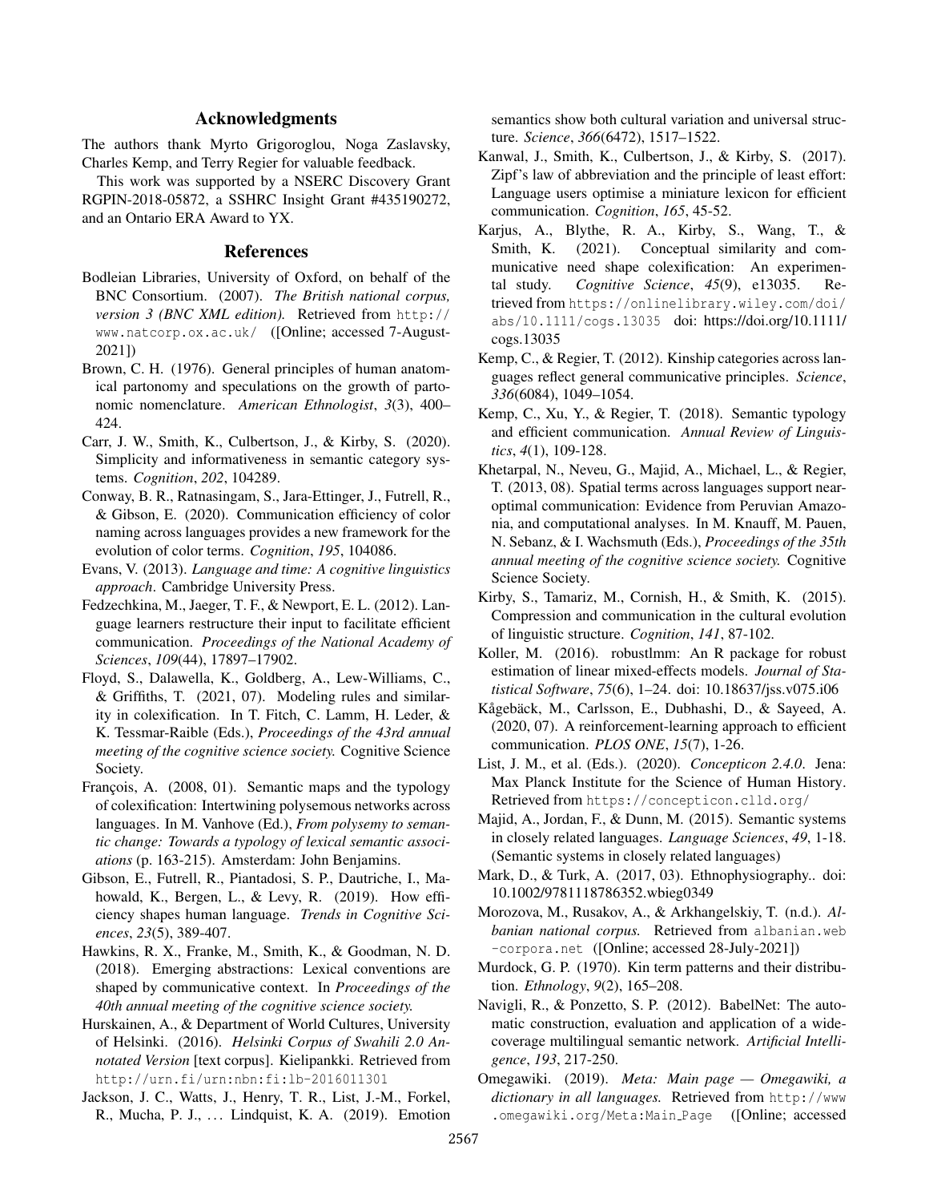## Acknowledgments

The authors thank Myrto Grigoroglou, Noga Zaslavsky, Charles Kemp, and Terry Regier for valuable feedback.

This work was supported by a NSERC Discovery Grant RGPIN-2018-05872, a SSHRC Insight Grant #435190272, and an Ontario ERA Award to YX.

## References

Bodleian Libraries, University of Oxford, on behalf of the BNC Consortium. (2007). *The British national corpus, version 3 (BNC XML edition).* Retrieved from http://www.natcorp.ox.ac.uk/ ([Online; accessed 7-August-2021])

Brown, C. H. (1976). General principles of human anatomical partonomy and speculations on the growth of partonomic nomenclature. *American Ethnologist*, *3*(3), 400–424.

Carr, J. W., Smith, K., Culbertson, J., & Kirby, S. (2020). Simplicity and informativeness in semantic category systems. *Cognition*, *202*, 104289.

Conway, B. R., Ratnasingam, S., Jara-Ettinger, J., Futrell, R., & Gibson, E. (2020). Communication efficiency of color naming across languages provides a new framework for the evolution of color terms. *Cognition*, *195*, 104086.

Evans, V. (2013). *Language and time: A cognitive linguistics approach*. Cambridge University Press.

Fedzechkina, M., Jaeger, T. F., & Newport, E. L. (2012). Language learners restructure their input to facilitate efficient communication. *Proceedings of the National Academy of Sciences*, *109*(44), 17897–17902.

Floyd, S., Dalawella, K., Goldberg, A., Lew-Williams, C., & Griffiths, T. (2021, 07). Modeling rules and similarity in colexification. In T. Fitch, C. Lamm, H. Leder, & K. Tessmar-Raible (Eds.), *Proceedings of the 43rd annual meeting of the cognitive science society.* Cognitive Science Society.

François, A. (2008, 01). Semantic maps and the typology of colexification: Intertwining polysemous networks across languages. In M. Vanhove (Ed.), *From polysemy to semantic change: Towards a typology of lexical semantic associations* (p. 163-215). Amsterdam: John Benjamins.

Gibson, E., Futrell, R., Piantadosi, S. P., Dautriche, I., Mahowald, K., Bergen, L., & Levy, R. (2019). How efficiency shapes human language. *Trends in Cognitive Sciences*, *23*(5), 389-407.

Hawkins, R. X., Franke, M., Smith, K., & Goodman, N. D. (2018). Emerging abstractions: Lexical conventions are shaped by communicative context. In *Proceedings of the 40th annual meeting of the cognitive science society.*

Hurskainen, A., & Department of World Cultures, University of Helsinki. (2016). *Helsinki Corpus of Swahili 2.0 Annotated Version* [text corpus]. Kielipankki. Retrieved from http://urn.fi/urn:nbn:fi:lb-2016011301

Jackson, J. C., Watts, J., Henry, T. R., List, J.-M., Forkel, R., Mucha, P. J., ... Lindquist, K. A. (2019). Emotion semantics show both cultural variation and universal structure. *Science*, *366*(6472), 1517–1522.

Kanwal, J., Smith, K., Culbertson, J., & Kirby, S. (2017). Zipf's law of abbreviation and the principle of least effort: Language users optimise a miniature lexicon for efficient communication. *Cognition*, *165*, 45-52.

Karjus, A., Blythe, R. A., Kirby, S., Wang, T., & Smith, K. (2021). Conceptual similarity and communicative need shape colexification: An experimental study. *Cognitive Science*, *45*(9), e13035. Retrieved from https://onlinelibrary.wiley.com/doi/abs/10.1111/cogs.13035 doi: https://doi.org/10.1111/cogs.13035

Kemp, C., & Regier, T. (2012). Kinship categories across languages reflect general communicative principles. *Science*, *336*(6084), 1049–1054.

Kemp, C., Xu, Y., & Regier, T. (2018). Semantic typology and efficient communication. *Annual Review of Linguistics*, *4*(1), 109-128.

Khetarpal, N., Neveu, G., Majid, A., Michael, L., & Regier, T. (2013, 08). Spatial terms across languages support near-optimal communication: Evidence from Peruvian Amazonia, and computational analyses. In M. Knauff, M. Pauen, N. Sebanz, & I. Wachsmuth (Eds.), *Proceedings of the 35th annual meeting of the cognitive science society.* Cognitive Science Society.

Kirby, S., Tamariz, M., Cornish, H., & Smith, K. (2015). Compression and communication in the cultural evolution of linguistic structure. *Cognition*, *141*, 87-102.

Koller, M. (2016). robustlmm: An R package for robust estimation of linear mixed-effects models. *Journal of Statistical Software*, *75*(6), 1–24. doi: 10.18637/jss.v075.i06

Kågebäck, M., Carlsson, E., Dubhashi, D., & Sayeed, A. (2020, 07). A reinforcement-learning approach to efficient communication. *PLOS ONE*, *15*(7), 1-26.

List, J. M., et al. (Eds.). (2020). *Concepticon 2.4.0*. Jena: Max Planck Institute for the Science of Human History. Retrieved from https://concepticon.clld.org/

Majid, A., Jordan, F., & Dunn, M. (2015). Semantic systems in closely related languages. *Language Sciences*, *49*, 1-18. (Semantic systems in closely related languages)

Mark, D., & Turk, A. (2017, 03). Ethnophysiography.. doi: 10.1002/9781118786352.wbieg0349

Morozova, M., Rusakov, A., & Arkhangelskiy, T. (n.d.). *Albanian national corpus.* Retrieved from albanian.web-corpora.net ([Online; accessed 28-July-2021])

Murdock, G. P. (1970). Kin term patterns and their distribution. *Ethnology*, *9*(2), 165–208.

Navigli, R., & Ponzetto, S. P. (2012). BabelNet: The automatic construction, evaluation and application of a wide-coverage multilingual semantic network. *Artificial Intelligence*, *193*, 217-250.

Omegawiki. (2019). *Meta: Main page — Omegawiki, a dictionary in all languages.* Retrieved from http://www.omegawiki.org/Meta:Main_Page ([Online; accessed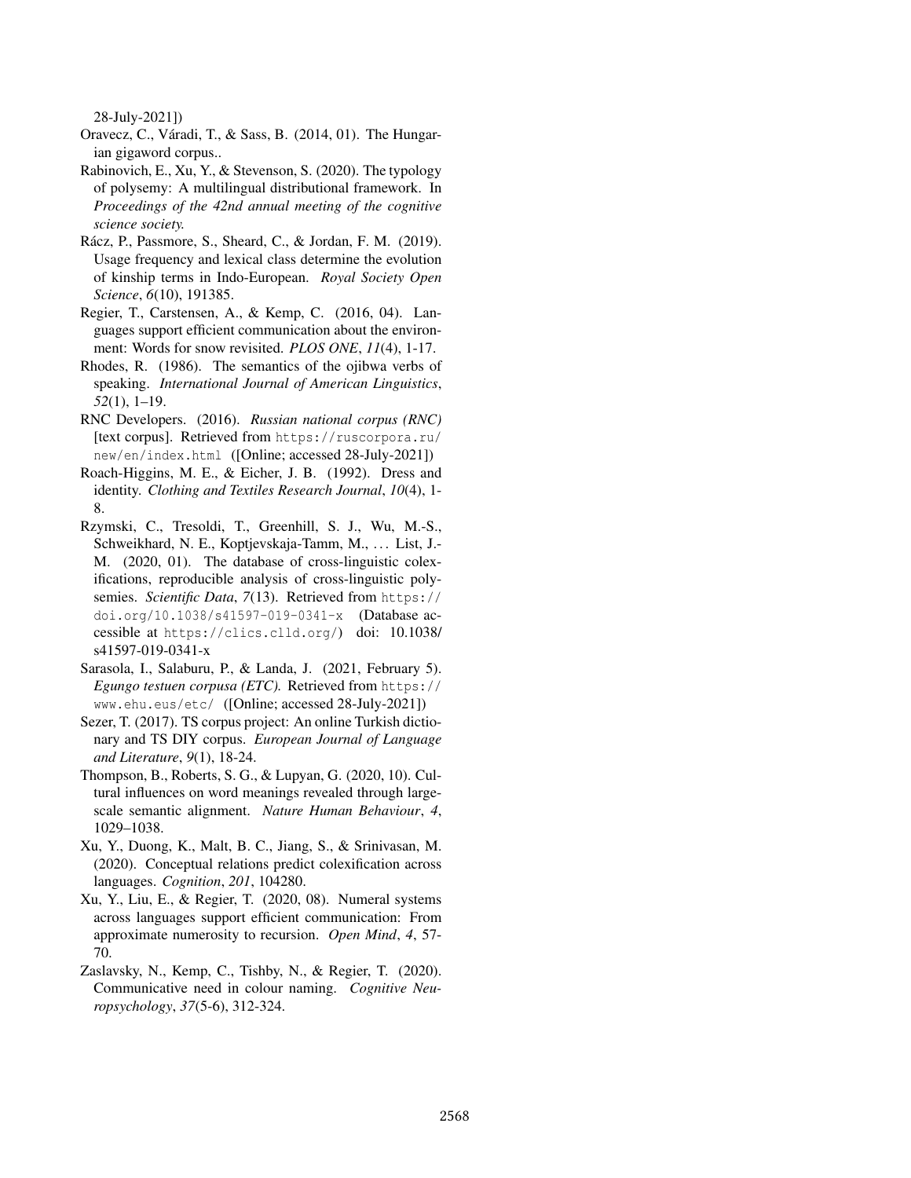28-July-2021])

Oravecz, C., Váradi, T., & Sass, B. (2014, 01). The Hungarian gigaword corpus..

Rabinovich, E., Xu, Y., & Stevenson, S. (2020). The typology of polysemy: A multilingual distributional framework. In *Proceedings of the 42nd annual meeting of the cognitive science society.*

Rácz, P., Passmore, S., Sheard, C., & Jordan, F. M. (2019). Usage frequency and lexical class determine the evolution of kinship terms in Indo-European. *Royal Society Open Science*, *6*(10), 191385.

Regier, T., Carstensen, A., & Kemp, C. (2016, 04). Languages support efficient communication about the environment: Words for snow revisited. *PLOS ONE*, *11*(4), 1-17.

Rhodes, R. (1986). The semantics of the ojibwa verbs of speaking. *International Journal of American Linguistics*, *52*(1), 1–19.

RNC Developers. (2016). *Russian national corpus (RNC)* [text corpus]. Retrieved from https://ruscorpora.ru/new/en/index.html ([Online; accessed 28-July-2021])

Roach-Higgins, M. E., & Eicher, J. B. (1992). Dress and identity. *Clothing and Textiles Research Journal*, *10*(4), 1-8.

Rzymski, C., Tresoldi, T., Greenhill, S. J., Wu, M.-S., Schweikhard, N. E., Koptjevskaja-Tamm, M., ... List, J.-M. (2020, 01). The database of cross-linguistic colexifications, reproducible analysis of cross-linguistic polysemies. *Scientific Data*, *7*(13). Retrieved from https://doi.org/10.1038/s41597-019-0341-x (Database accessible at https://clics.clld.org/) doi: 10.1038/s41597-019-0341-x

Sarasola, I., Salaburu, P., & Landa, J. (2021, February 5). *Egungo testuen corpusa (ETC).* Retrieved from https://www.ehu.eus/etc/ ([Online; accessed 28-July-2021])

Sezer, T. (2017). TS corpus project: An online Turkish dictionary and TS DIY corpus. *European Journal of Language and Literature*, *9*(1), 18-24.

Thompson, B., Roberts, S. G., & Lupyan, G. (2020, 10). Cultural influences on word meanings revealed through large-scale semantic alignment. *Nature Human Behaviour*, *4*, 1029–1038.

Xu, Y., Duong, K., Malt, B. C., Jiang, S., & Srinivasan, M. (2020). Conceptual relations predict colexification across languages. *Cognition*, *201*, 104280.

Xu, Y., Liu, E., & Regier, T. (2020, 08). Numeral systems across languages support efficient communication: From approximate numerosity to recursion. *Open Mind*, *4*, 57-70.

Zaslavsky, N., Kemp, C., Tishby, N., & Regier, T. (2020). Communicative need in colour naming. *Cognitive Neuropsychology*, *37*(5-6), 312-324.